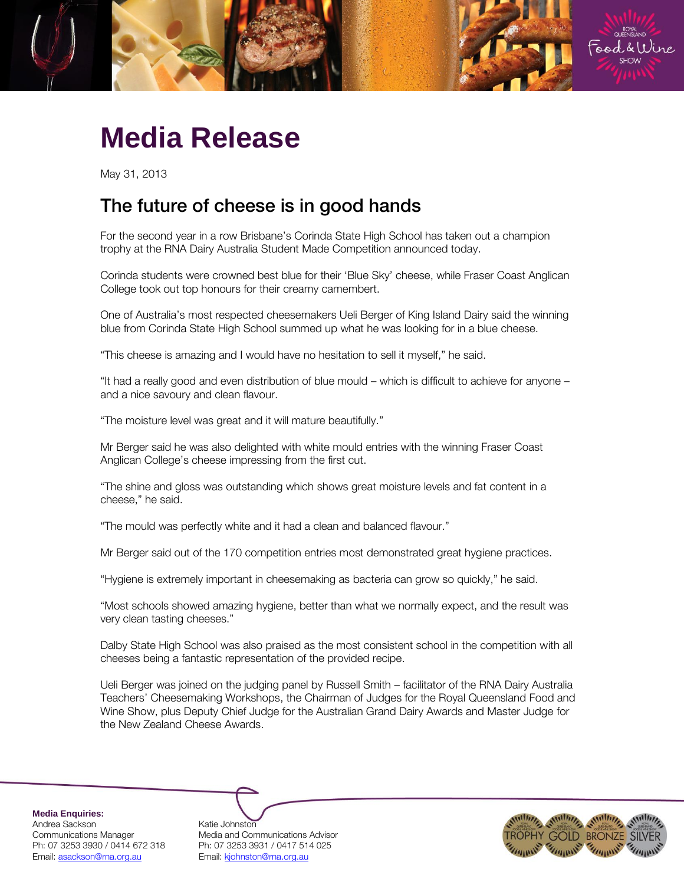# Media Release

May 31, 2013

## The future of cheese is in good hands

For the second year in a row Brisbane's Corinda State High School has taken out a champion trophy at the RNA Dairy Australia Student Made Competition announced today.

Corinda students were crowned best blue for their 'Blue Sky' cheese, while Fraser Coast Anglican College took out top honours for their creamy camembert.

One of Australia's most respected cheesemakers Ueli Berger of King Island Dairy said the winning blue from Corinda State High School summed up what he was looking for in a blue cheese.

"This cheese is amazing and I would have no hesitation to sell it myself," he said.

"It had a really good and even distribution of blue mould – which is difficult to achieve for anyone – and a nice savoury and clean flavour.

"The moisture level was great and it will mature beautifully."

Mr Berger said he was also delighted with white mould entries with the winning Fraser Coast Anglican College's cheese impressing from the first cut.

"The shine and gloss was outstanding which shows great moisture levels and fat content in a cheese," he said.

"The mould was perfectly white and it had a clean and balanced flavour."

Mr Berger said out of the 170 competition entries most demonstrated great hygiene practices.

"Hygiene is extremely important in cheesemaking as bacteria can grow so quickly," he said.

"Most schools showed amazing hygiene, better than what we normally expect, and the result was very clean tasting cheeses."

Dalby State High School was also praised as the most consistent school in the competition with all cheeses being a fantastic representation of the provided recipe.

Ueli Berger was joined on the judging panel by Russell Smith – facilitator of the RNA Dairy Australia Teachers' Cheesemaking Workshops, the Chairman of Judges for the Royal Queensland Food and Wine Show, plus Deputy Chief Judge for the Australian Grand Dairy Awards and Master Judge for the New Zealand Cheese Awards.

**Media Enquiries:**

Andrea Sackson
Communications Manager
Ph: 07 3253 3930 / 0414 672 318
Email: asackson@rna.org.au

Katie Johnston
Media and Communications Advisor
Ph: 07 3253 3931 / 0417 514 025
Email: kjohnston@rna.org.au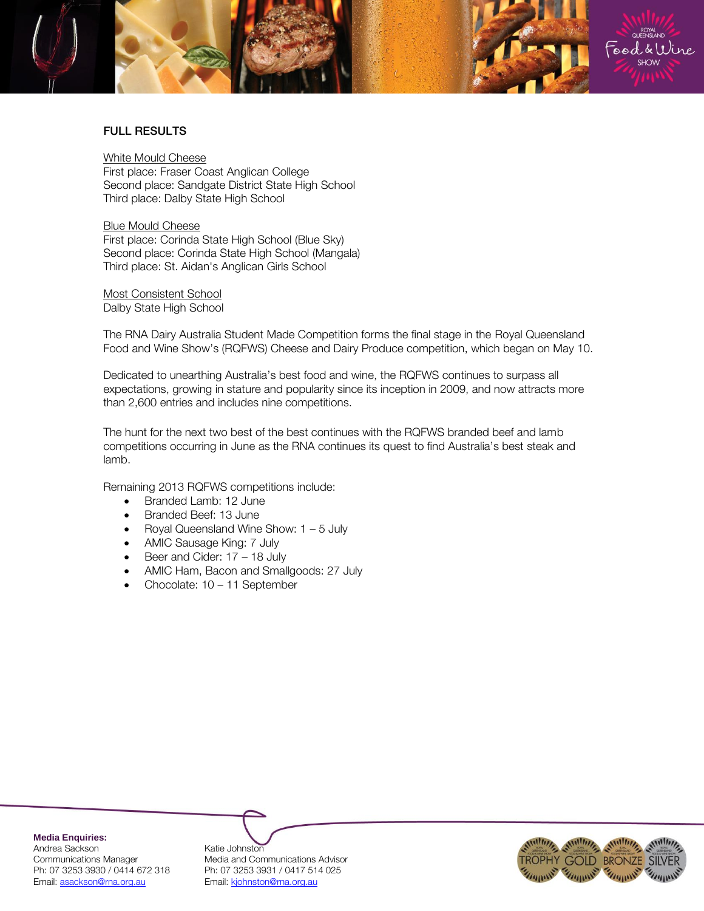## FULL RESULTS

White Mould Cheese
First place: Fraser Coast Anglican College
Second place: Sandgate District State High School
Third place: Dalby State High School

Blue Mould Cheese
First place: Corinda State High School (Blue Sky)
Second place: Corinda State High School (Mangala)
Third place: St. Aidan's Anglican Girls School

Most Consistent School
Dalby State High School

The RNA Dairy Australia Student Made Competition forms the final stage in the Royal Queensland Food and Wine Show's (RQFWS) Cheese and Dairy Produce competition, which began on May 10.

Dedicated to unearthing Australia's best food and wine, the RQFWS continues to surpass all expectations, growing in stature and popularity since its inception in 2009, and now attracts more than 2,600 entries and includes nine competitions.

The hunt for the next two best of the best continues with the RQFWS branded beef and lamb competitions occurring in June as the RNA continues its quest to find Australia's best steak and lamb.

Remaining 2013 RQFWS competitions include:

- Branded Lamb: 12 June
- Branded Beef: 13 June
- Royal Queensland Wine Show: 1 – 5 July
- AMIC Sausage King: 7 July
- Beer and Cider: 17 – 18 July
- AMIC Ham, Bacon and Smallgoods: 27 July
- Chocolate: 10 – 11 September

**Media Enquiries:**

Andrea Sackson
Communications Manager
Ph: 07 3253 3930 / 0414 672 318
Email: asackson@rna.org.au

Katie Johnston
Media and Communications Advisor
Ph: 07 3253 3931 / 0417 514 025
Email: kjohnston@rna.org.au